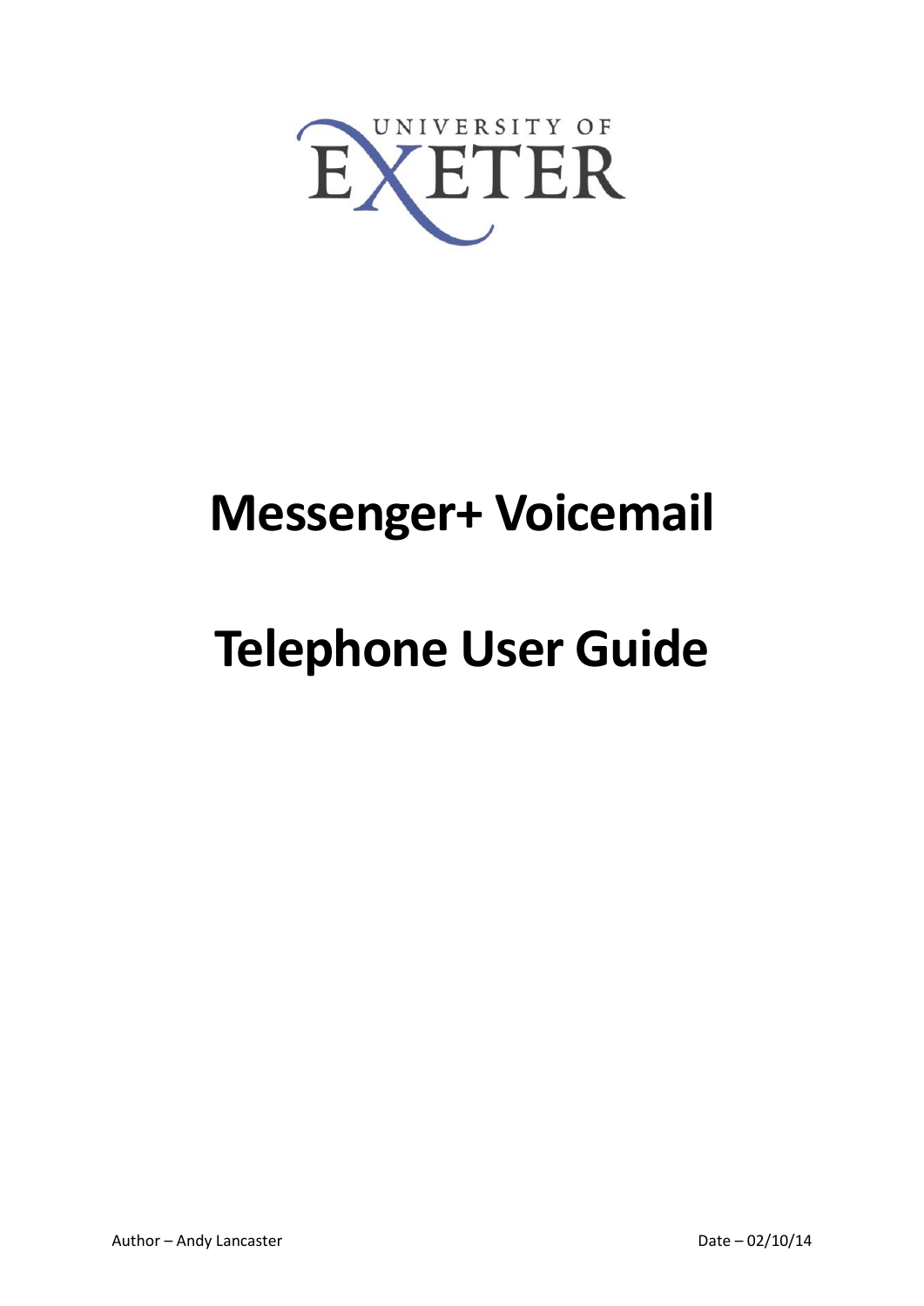UNIVERSITY OF EXETER

# Messenger+ Voicemail

# Telephone User Guide

Author – Andy Lancaster

Date – 02/10/14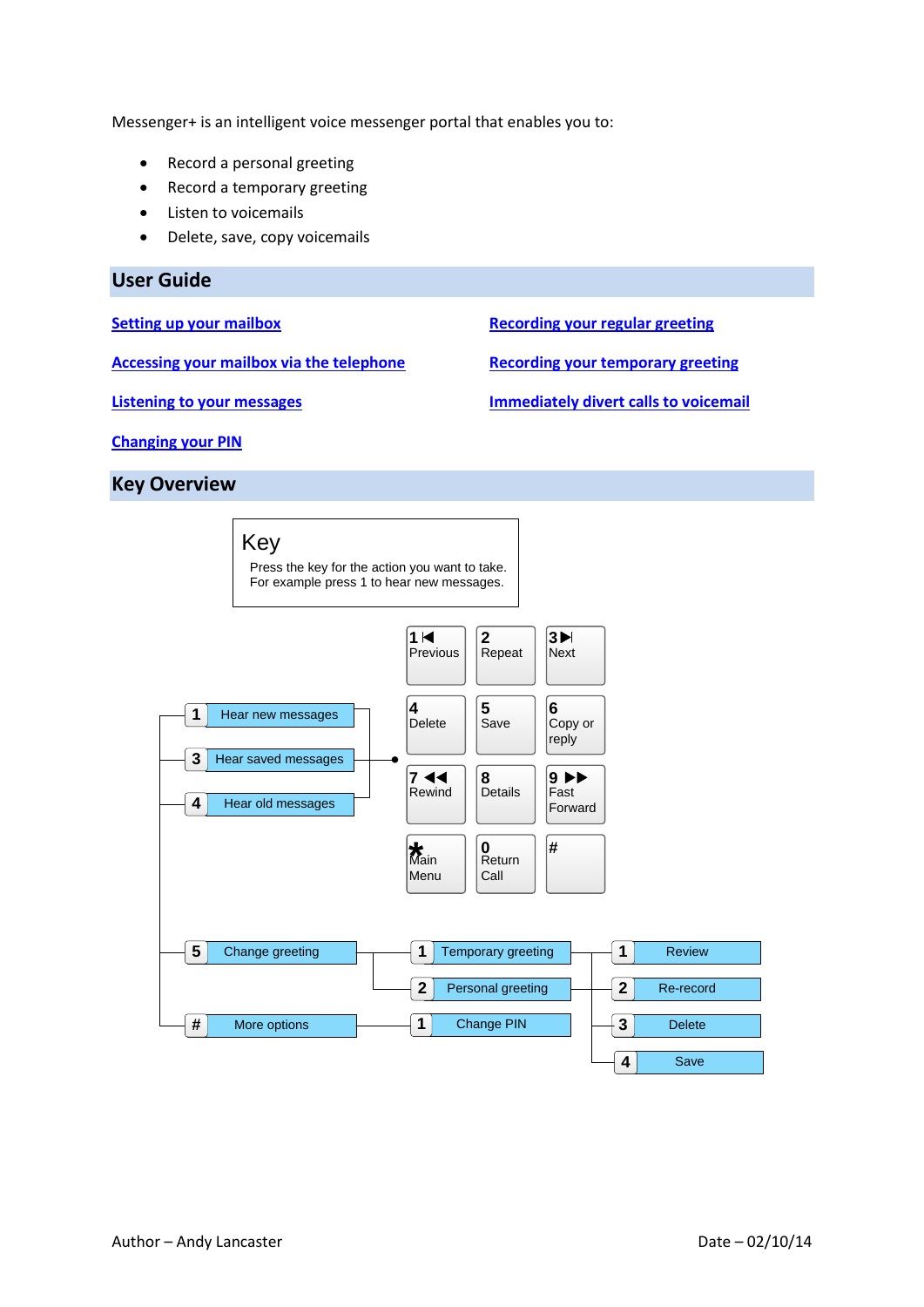Messenger+ is an intelligent voice messenger portal that enables you to:

- Record a personal greeting
- Record a temporary greeting
- Listen to voicemails
- Delete, save, copy voicemails

## User Guide

Setting up your mailbox

Accessing your mailbox via the telephone

Listening to your messages

Changing your PIN

Recording your regular greeting

Recording your temporary greeting

Immediately divert calls to voicemail

## Key Overview

**Key**

Press the key for the action you want to take.
For example press 1 to hear new messages.

| | | |
|---|---|---|
| 1 Previous | 2 Repeat | 3 Next |
| 4 Delete | 5 Save | 6 Copy or reply |
| 7 Rewind | 8 Details | 9 Fast Forward |
| * Main Menu | 0 Return Call | # |

- 1 Hear new messages
- 3 Hear saved messages
- 4 Hear old messages
- 5 Change greeting
  - 1 Temporary greeting
  - 2 Personal greeting
    - 1 Review
    - 2 Re-record
    - 3 Delete
    - 4 Save
- # More options
  - 1 Change PIN

Author – Andy Lancaster

Date – 02/10/14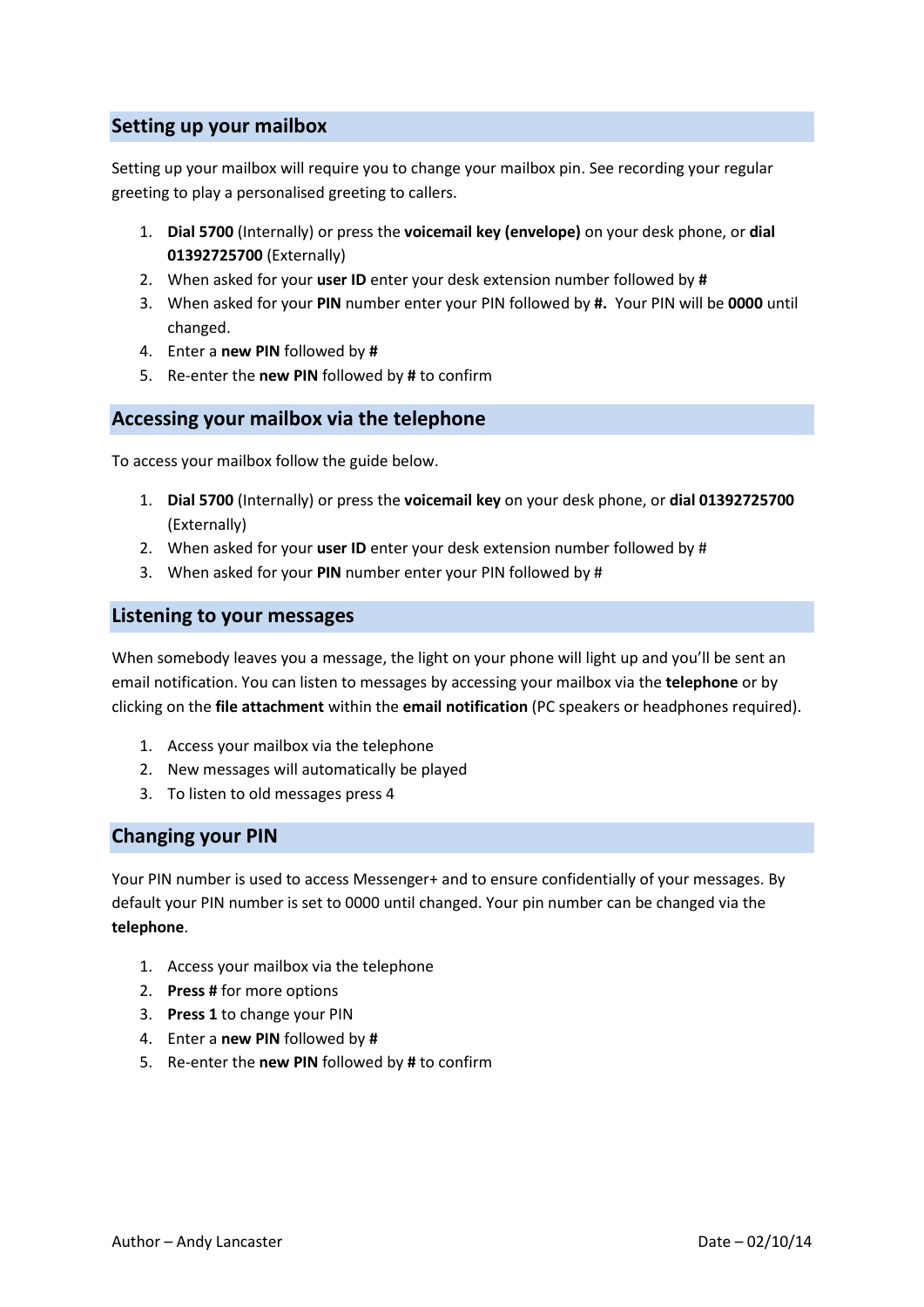## Setting up your mailbox

Setting up your mailbox will require you to change your mailbox pin. See recording your regular greeting to play a personalised greeting to callers.

1. **Dial 5700** (Internally) or press the **voicemail key (envelope)** on your desk phone, or **dial 01392725700** (Externally)
2. When asked for your **user ID** enter your desk extension number followed by **#**
3. When asked for your **PIN** number enter your PIN followed by **#.** Your PIN will be **0000** until changed.
4. Enter a **new PIN** followed by **#**
5. Re-enter the **new PIN** followed by **#** to confirm

## Accessing your mailbox via the telephone

To access your mailbox follow the guide below.

1. **Dial 5700** (Internally) or press the **voicemail key** on your desk phone, or **dial 01392725700** (Externally)
2. When asked for your **user ID** enter your desk extension number followed by #
3. When asked for your **PIN** number enter your PIN followed by #

## Listening to your messages

When somebody leaves you a message, the light on your phone will light up and you'll be sent an email notification. You can listen to messages by accessing your mailbox via the **telephone** or by clicking on the **file attachment** within the **email notification** (PC speakers or headphones required).

1. Access your mailbox via the telephone
2. New messages will automatically be played
3. To listen to old messages press 4

## Changing your PIN

Your PIN number is used to access Messenger+ and to ensure confidentially of your messages. By default your PIN number is set to 0000 until changed. Your pin number can be changed via the **telephone**.

1. Access your mailbox via the telephone
2. **Press #** for more options
3. **Press 1** to change your PIN
4. Enter a **new PIN** followed by **#**
5. Re-enter the **new PIN** followed by **#** to confirm

Author – Andy Lancaster

Date – 02/10/14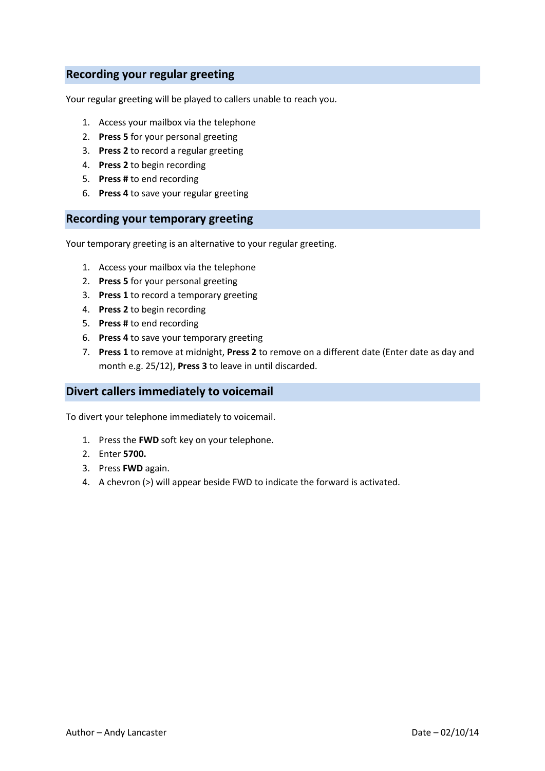## Recording your regular greeting

Your regular greeting will be played to callers unable to reach you.

1. Access your mailbox via the telephone
2. **Press 5** for your personal greeting
3. **Press 2** to record a regular greeting
4. **Press 2** to begin recording
5. **Press #** to end recording
6. **Press 4** to save your regular greeting

## Recording your temporary greeting

Your temporary greeting is an alternative to your regular greeting.

1. Access your mailbox via the telephone
2. **Press 5** for your personal greeting
3. **Press 1** to record a temporary greeting
4. **Press 2** to begin recording
5. **Press #** to end recording
6. **Press 4** to save your temporary greeting
7. **Press 1** to remove at midnight, **Press 2** to remove on a different date (Enter date as day and month e.g. 25/12), **Press 3** to leave in until discarded.

## Divert callers immediately to voicemail

To divert your telephone immediately to voicemail.

1. Press the **FWD** soft key on your telephone.
2. Enter **5700.**
3. Press **FWD** again.
4. A chevron (>) will appear beside FWD to indicate the forward is activated.

Author – Andy Lancaster

Date – 02/10/14